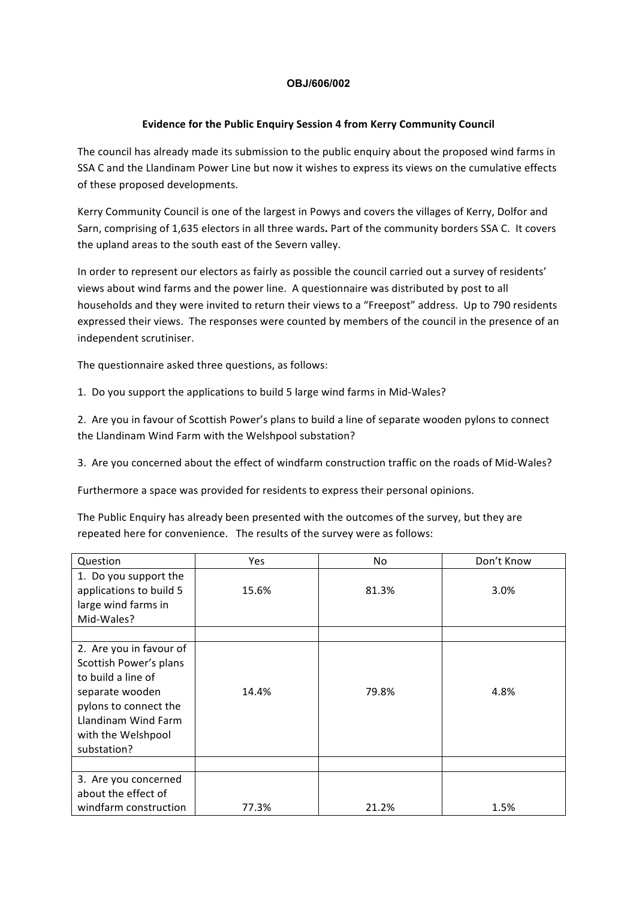**OBJ/606/002**

## Evidence for the Public Enquiry Session 4 from Kerry Community Council

The council has already made its submission to the public enquiry about the proposed wind farms in SSA C and the Llandinam Power Line but now it wishes to express its views on the cumulative effects of these proposed developments.

Kerry Community Council is one of the largest in Powys and covers the villages of Kerry, Dolfor and Sarn, comprising of 1,635 electors in all three wards**.** Part of the community borders SSA C. It covers the upland areas to the south east of the Severn valley.

In order to represent our electors as fairly as possible the council carried out a survey of residents' views about wind farms and the power line. A questionnaire was distributed by post to all households and they were invited to return their views to a "Freepost" address. Up to 790 residents expressed their views. The responses were counted by members of the council in the presence of an independent scrutiniser.

The questionnaire asked three questions, as follows:

1. Do you support the applications to build 5 large wind farms in Mid-Wales?

2. Are you in favour of Scottish Power's plans to build a line of separate wooden pylons to connect the Llandinam Wind Farm with the Welshpool substation?

3. Are you concerned about the effect of windfarm construction traffic on the roads of Mid-Wales?

Furthermore a space was provided for residents to express their personal opinions.

The Public Enquiry has already been presented with the outcomes of the survey, but they are repeated here for convenience. The results of the survey were as follows:

| Question | Yes | No | Don't Know |
|---|---|---|---|
| 1. Do you support the applications to build 5 large wind farms in Mid-Wales? | 15.6% | 81.3% | 3.0% |
| | | | |
| 2. Are you in favour of Scottish Power's plans to build a line of separate wooden pylons to connect the Llandinam Wind Farm with the Welshpool substation? | 14.4% | 79.8% | 4.8% |
| | | | |
| 3. Are you concerned about the effect of windfarm construction | 77.3% | 21.2% | 1.5% |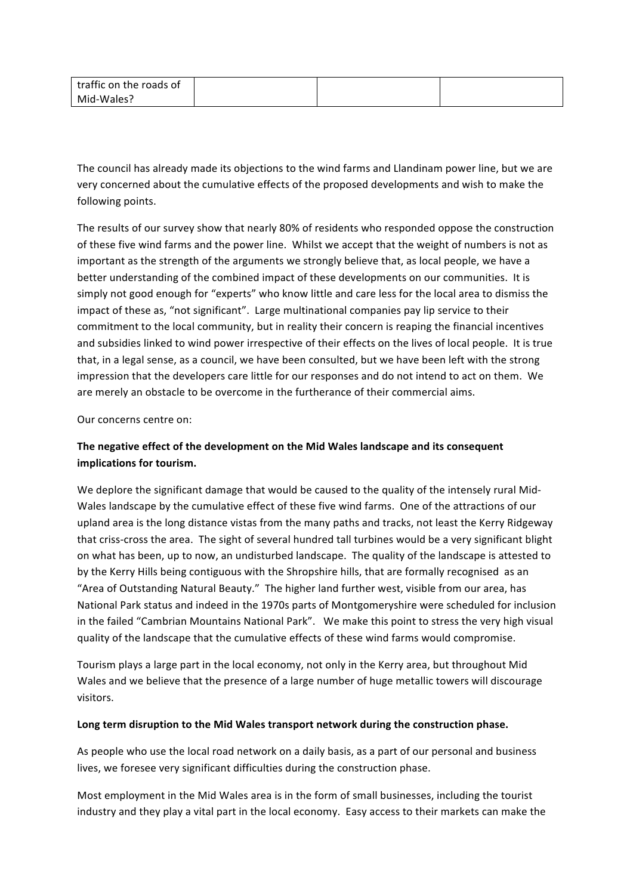| traffic on the roads of Mid-Wales? | | | |
|---|---|---|---|

The council has already made its objections to the wind farms and Llandinam power line, but we are very concerned about the cumulative effects of the proposed developments and wish to make the following points.

The results of our survey show that nearly 80% of residents who responded oppose the construction of these five wind farms and the power line. Whilst we accept that the weight of numbers is not as important as the strength of the arguments we strongly believe that, as local people, we have a better understanding of the combined impact of these developments on our communities. It is simply not good enough for "experts" who know little and care less for the local area to dismiss the impact of these as, "not significant". Large multinational companies pay lip service to their commitment to the local community, but in reality their concern is reaping the financial incentives and subsidies linked to wind power irrespective of their effects on the lives of local people. It is true that, in a legal sense, as a council, we have been consulted, but we have been left with the strong impression that the developers care little for our responses and do not intend to act on them. We are merely an obstacle to be overcome in the furtherance of their commercial aims.

Our concerns centre on:

**The negative effect of the development on the Mid Wales landscape and its consequent implications for tourism.**

We deplore the significant damage that would be caused to the quality of the intensely rural Mid-Wales landscape by the cumulative effect of these five wind farms. One of the attractions of our upland area is the long distance vistas from the many paths and tracks, not least the Kerry Ridgeway that criss-cross the area. The sight of several hundred tall turbines would be a very significant blight on what has been, up to now, an undisturbed landscape. The quality of the landscape is attested to by the Kerry Hills being contiguous with the Shropshire hills, that are formally recognised as an "Area of Outstanding Natural Beauty." The higher land further west, visible from our area, has National Park status and indeed in the 1970s parts of Montgomeryshire were scheduled for inclusion in the failed "Cambrian Mountains National Park". We make this point to stress the very high visual quality of the landscape that the cumulative effects of these wind farms would compromise.

Tourism plays a large part in the local economy, not only in the Kerry area, but throughout Mid Wales and we believe that the presence of a large number of huge metallic towers will discourage visitors.

**Long term disruption to the Mid Wales transport network during the construction phase.**

As people who use the local road network on a daily basis, as a part of our personal and business lives, we foresee very significant difficulties during the construction phase.

Most employment in the Mid Wales area is in the form of small businesses, including the tourist industry and they play a vital part in the local economy. Easy access to their markets can make the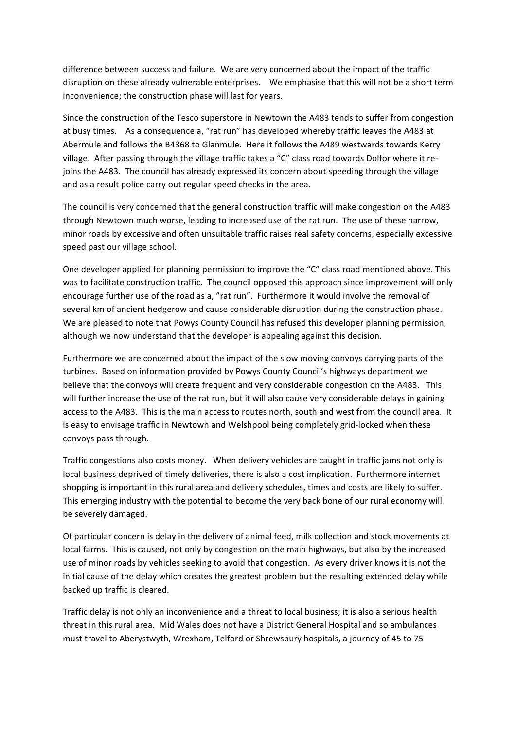difference between success and failure. We are very concerned about the impact of the traffic disruption on these already vulnerable enterprises. We emphasise that this will not be a short term inconvenience; the construction phase will last for years.

Since the construction of the Tesco superstore in Newtown the A483 tends to suffer from congestion at busy times. As a consequence a, "rat run" has developed whereby traffic leaves the A483 at Abermule and follows the B4368 to Glanmule. Here it follows the A489 westwards towards Kerry village. After passing through the village traffic takes a "C" class road towards Dolfor where it re-joins the A483. The council has already expressed its concern about speeding through the village and as a result police carry out regular speed checks in the area.

The council is very concerned that the general construction traffic will make congestion on the A483 through Newtown much worse, leading to increased use of the rat run. The use of these narrow, minor roads by excessive and often unsuitable traffic raises real safety concerns, especially excessive speed past our village school.

One developer applied for planning permission to improve the "C" class road mentioned above. This was to facilitate construction traffic. The council opposed this approach since improvement will only encourage further use of the road as a, "rat run". Furthermore it would involve the removal of several km of ancient hedgerow and cause considerable disruption during the construction phase. We are pleased to note that Powys County Council has refused this developer planning permission, although we now understand that the developer is appealing against this decision.

Furthermore we are concerned about the impact of the slow moving convoys carrying parts of the turbines. Based on information provided by Powys County Council's highways department we believe that the convoys will create frequent and very considerable congestion on the A483. This will further increase the use of the rat run, but it will also cause very considerable delays in gaining access to the A483. This is the main access to routes north, south and west from the council area. It is easy to envisage traffic in Newtown and Welshpool being completely grid-locked when these convoys pass through.

Traffic congestions also costs money. When delivery vehicles are caught in traffic jams not only is local business deprived of timely deliveries, there is also a cost implication. Furthermore internet shopping is important in this rural area and delivery schedules, times and costs are likely to suffer. This emerging industry with the potential to become the very back bone of our rural economy will be severely damaged.

Of particular concern is delay in the delivery of animal feed, milk collection and stock movements at local farms. This is caused, not only by congestion on the main highways, but also by the increased use of minor roads by vehicles seeking to avoid that congestion. As every driver knows it is not the initial cause of the delay which creates the greatest problem but the resulting extended delay while backed up traffic is cleared.

Traffic delay is not only an inconvenience and a threat to local business; it is also a serious health threat in this rural area. Mid Wales does not have a District General Hospital and so ambulances must travel to Aberystwyth, Wrexham, Telford or Shrewsbury hospitals, a journey of 45 to 75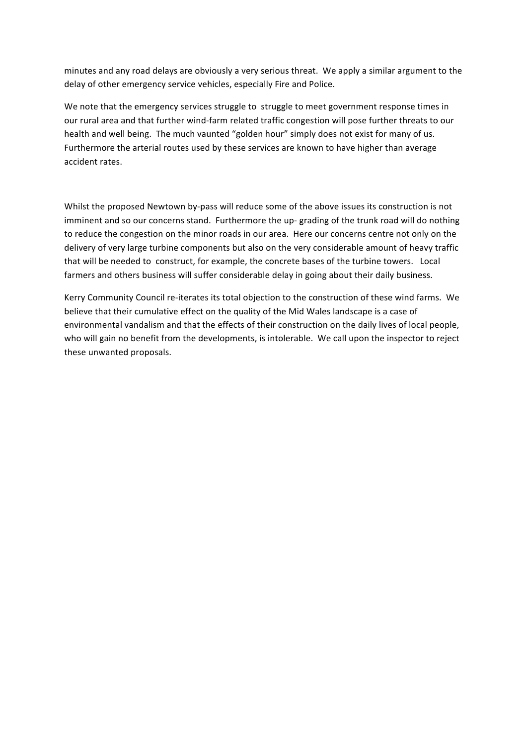minutes and any road delays are obviously a very serious threat. We apply a similar argument to the delay of other emergency service vehicles, especially Fire and Police.

We note that the emergency services struggle to struggle to meet government response times in our rural area and that further wind-farm related traffic congestion will pose further threats to our health and well being. The much vaunted "golden hour" simply does not exist for many of us. Furthermore the arterial routes used by these services are known to have higher than average accident rates.

Whilst the proposed Newtown by-pass will reduce some of the above issues its construction is not imminent and so our concerns stand. Furthermore the up- grading of the trunk road will do nothing to reduce the congestion on the minor roads in our area. Here our concerns centre not only on the delivery of very large turbine components but also on the very considerable amount of heavy traffic that will be needed to construct, for example, the concrete bases of the turbine towers. Local farmers and others business will suffer considerable delay in going about their daily business.

Kerry Community Council re-iterates its total objection to the construction of these wind farms. We believe that their cumulative effect on the quality of the Mid Wales landscape is a case of environmental vandalism and that the effects of their construction on the daily lives of local people, who will gain no benefit from the developments, is intolerable. We call upon the inspector to reject these unwanted proposals.